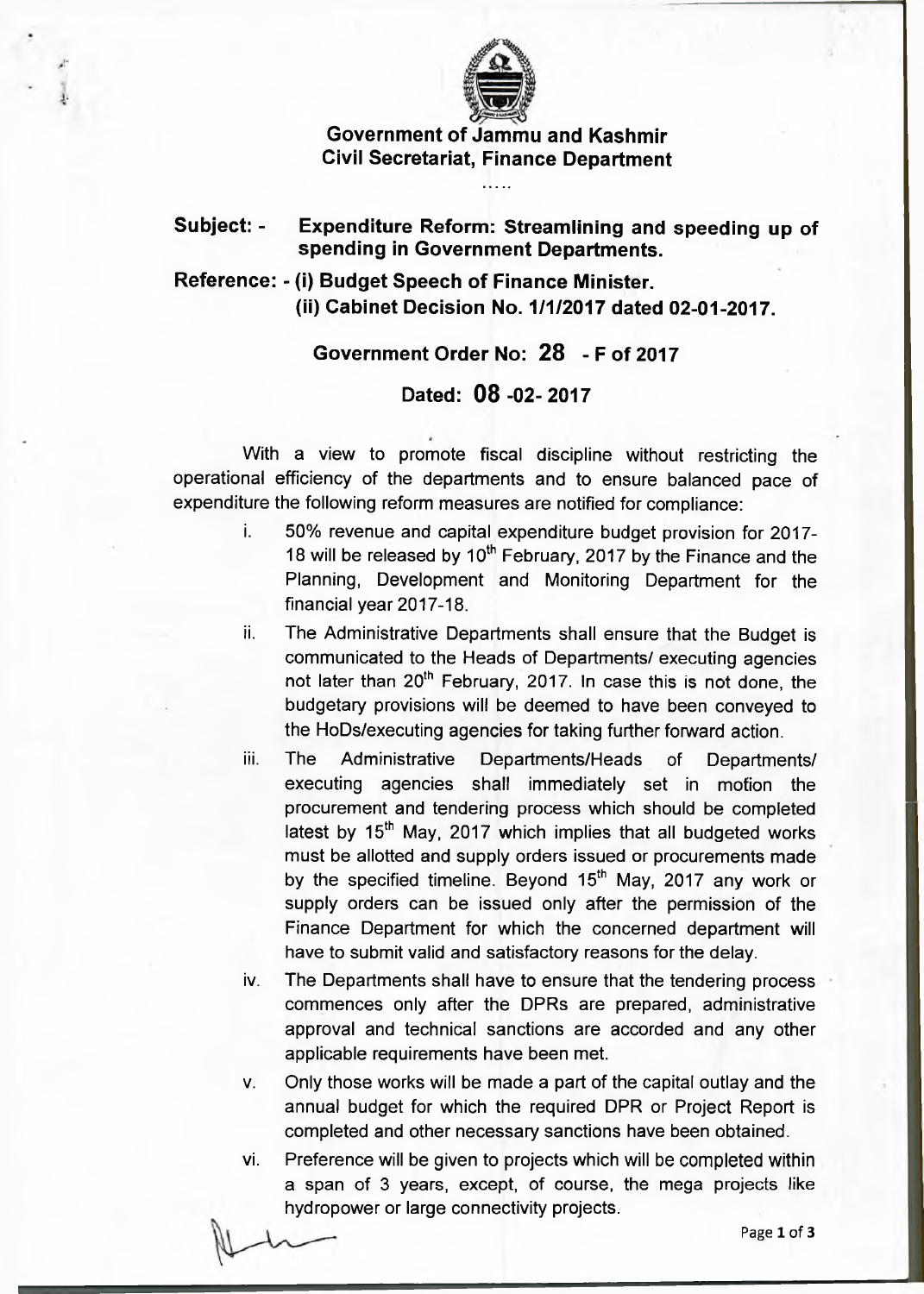**Government of Jammu and Kashmir**
**Civil Secretariat, Finance Department**

.....

**Subject: - Expenditure Reform: Streamlining and speeding up of spending in Government Departments.**

**Reference: - (i) Budget Speech of Finance Minister.**
**(ii) Cabinet Decision No. 1/1/2017 dated 02-01-2017.**

**Government Order No: 28 - F of 2017**

**Dated: 08 -02- 2017**

With a view to promote fiscal discipline without restricting the operational efficiency of the departments and to ensure balanced pace of expenditure the following reform measures are notified for compliance:

i. 50% revenue and capital expenditure budget provision for 2017-18 will be released by 10th February, 2017 by the Finance and the Planning, Development and Monitoring Department for the financial year 2017-18.

ii. The Administrative Departments shall ensure that the Budget is communicated to the Heads of Departments/ executing agencies not later than 20th February, 2017. In case this is not done, the budgetary provisions will be deemed to have been conveyed to the HoDs/executing agencies for taking further forward action.

iii. The Administrative Departments/Heads of Departments/ executing agencies shall immediately set in motion the procurement and tendering process which should be completed latest by 15th May, 2017 which implies that all budgeted works must be allotted and supply orders issued or procurements made by the specified timeline. Beyond 15th May, 2017 any work or supply orders can be issued only after the permission of the Finance Department for which the concerned department will have to submit valid and satisfactory reasons for the delay.

iv. The Departments shall have to ensure that the tendering process commences only after the DPRs are prepared, administrative approval and technical sanctions are accorded and any other applicable requirements have been met.

v. Only those works will be made a part of the capital outlay and the annual budget for which the required DPR or Project Report is completed and other necessary sanctions have been obtained.

vi. Preference will be given to projects which will be completed within a span of 3 years, except, of course, the mega projects like hydropower or large connectivity projects.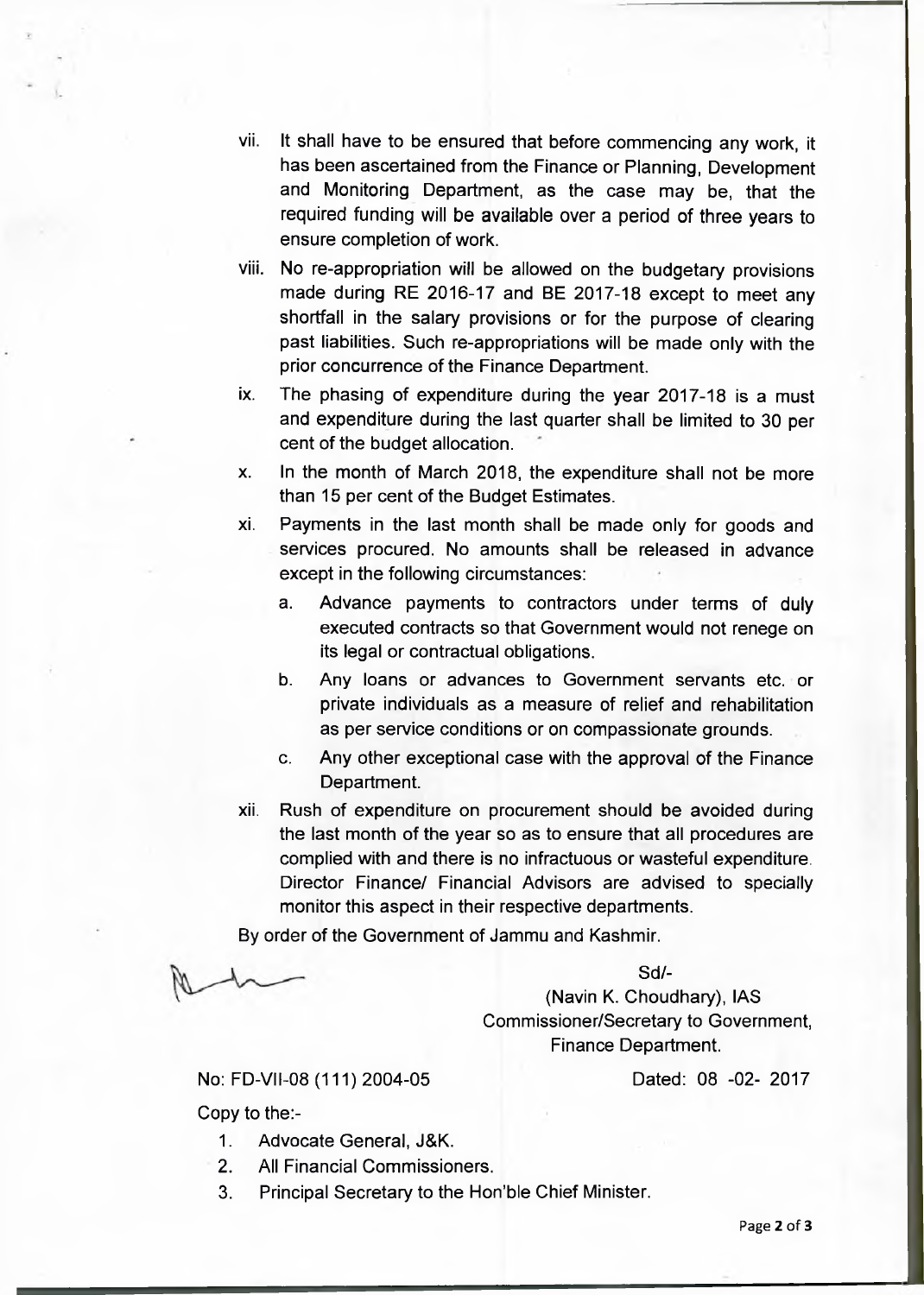vii. It shall have to be ensured that before commencing any work, it has been ascertained from the Finance or Planning, Development and Monitoring Department, as the case may be, that the required funding will be available over a period of three years to ensure completion of work.

viii. No re-appropriation will be allowed on the budgetary provisions made during RE 2016-17 and BE 2017-18 except to meet any shortfall in the salary provisions or for the purpose of clearing past liabilities. Such re-appropriations will be made only with the prior concurrence of the Finance Department.

ix. The phasing of expenditure during the year 2017-18 is a must and expenditure during the last quarter shall be limited to 30 per cent of the budget allocation.

x. In the month of March 2018, the expenditure shall not be more than 15 per cent of the Budget Estimates.

xi. Payments in the last month shall be made only for goods and services procured. No amounts shall be released in advance except in the following circumstances:

   a. Advance payments to contractors under terms of duly executed contracts so that Government would not renege on its legal or contractual obligations.

   b. Any loans or advances to Government servants etc. or private individuals as a measure of relief and rehabilitation as per service conditions or on compassionate grounds.

   c. Any other exceptional case with the approval of the Finance Department.

xii. Rush of expenditure on procurement should be avoided during the last month of the year so as to ensure that all procedures are complied with and there is no infractuous or wasteful expenditure. Director Finance/ Financial Advisors are advised to specially monitor this aspect in their respective departments.

By order of the Government of Jammu and Kashmir.

Sd/-

(Navin K. Choudhary), IAS
Commissioner/Secretary to Government,
Finance Department.

No: FD-VII-08 (111) 2004-05 Dated: 08 -02- 2017

Copy to the:-

1. Advocate General, J&K.
2. All Financial Commissioners.
3. Principal Secretary to the Hon'ble Chief Minister.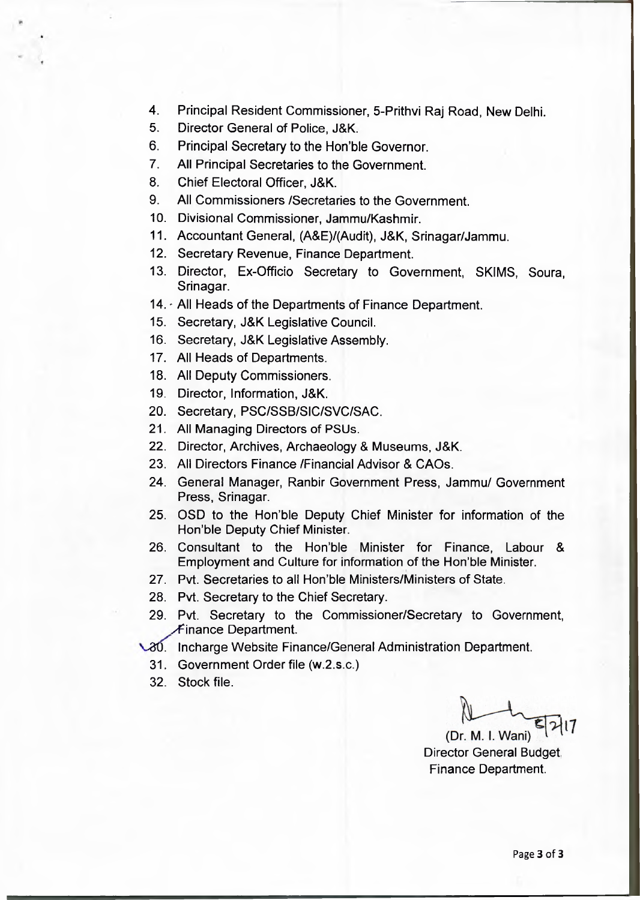4. Principal Resident Commissioner, 5-Prithvi Raj Road, New Delhi.
5. Director General of Police, J&K.
6. Principal Secretary to the Hon'ble Governor.
7. All Principal Secretaries to the Government.
8. Chief Electoral Officer, J&K.
9. All Commissioners /Secretaries to the Government.
10. Divisional Commissioner, Jammu/Kashmir.
11. Accountant General, (A&E)/(Audit), J&K, Srinagar/Jammu.
12. Secretary Revenue, Finance Department.
13. Director, Ex-Officio Secretary to Government, SKIMS, Soura, Srinagar.
14. All Heads of the Departments of Finance Department.
15. Secretary, J&K Legislative Council.
16. Secretary, J&K Legislative Assembly.
17. All Heads of Departments.
18. All Deputy Commissioners.
19. Director, Information, J&K.
20. Secretary, PSC/SSB/SIC/SVC/SAC.
21. All Managing Directors of PSUs.
22. Director, Archives, Archaeology & Museums, J&K.
23. All Directors Finance /Financial Advisor & CAOs.
24. General Manager, Ranbir Government Press, Jammu/ Government Press, Srinagar.
25. OSD to the Hon'ble Deputy Chief Minister for information of the Hon'ble Deputy Chief Minister.
26. Consultant to the Hon'ble Minister for Finance, Labour & Employment and Culture for information of the Hon'ble Minister.
27. Pvt. Secretaries to all Hon'ble Ministers/Ministers of State.
28. Pvt. Secretary to the Chief Secretary.
29. Pvt. Secretary to the Commissioner/Secretary to Government, Finance Department.
30. Incharge Website Finance/General Administration Department.
31. Government Order file (w.2.s.c.)
32. Stock file.

8/2/17

(Dr. M. I. Wani)
Director General Budget
Finance Department.